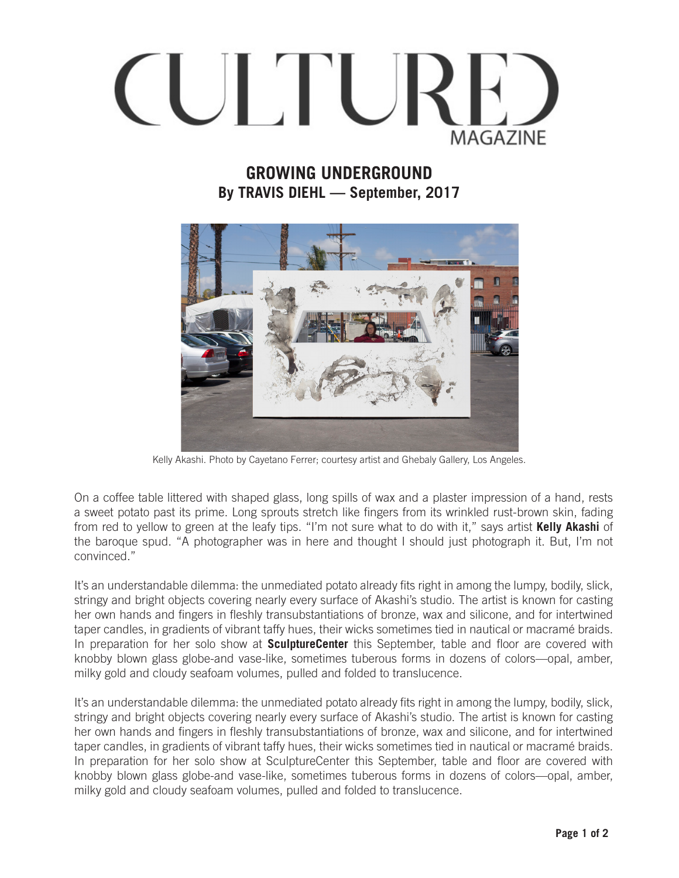# CULTURED MAGAZINE

## GROWING UNDERGROUND

**By TRAVIS DIEHL — September, 2017**

Kelly Akashi. Photo by Cayetano Ferrer; courtesy artist and Ghebaly Gallery, Los Angeles.

On a coffee table littered with shaped glass, long spills of wax and a plaster impression of a hand, rests a sweet potato past its prime. Long sprouts stretch like fingers from its wrinkled rust-brown skin, fading from red to yellow to green at the leafy tips. "I'm not sure what to do with it," says artist **Kelly Akashi** of the baroque spud. "A photographer was in here and thought I should just photograph it. But, I'm not convinced."

It's an understandable dilemma: the unmediated potato already fits right in among the lumpy, bodily, slick, stringy and bright objects covering nearly every surface of Akashi's studio. The artist is known for casting her own hands and fingers in fleshly transubstantiations of bronze, wax and silicone, and for intertwined taper candles, in gradients of vibrant taffy hues, their wicks sometimes tied in nautical or macramé braids. In preparation for her solo show at **SculptureCenter** this September, table and floor are covered with knobby blown glass globe-and vase-like, sometimes tuberous forms in dozens of colors—opal, amber, milky gold and cloudy seafoam volumes, pulled and folded to translucence.

It's an understandable dilemma: the unmediated potato already fits right in among the lumpy, bodily, slick, stringy and bright objects covering nearly every surface of Akashi's studio. The artist is known for casting her own hands and fingers in fleshly transubstantiations of bronze, wax and silicone, and for intertwined taper candles, in gradients of vibrant taffy hues, their wicks sometimes tied in nautical or macramé braids. In preparation for her solo show at SculptureCenter this September, table and floor are covered with knobby blown glass globe-and vase-like, sometimes tuberous forms in dozens of colors—opal, amber, milky gold and cloudy seafoam volumes, pulled and folded to translucence.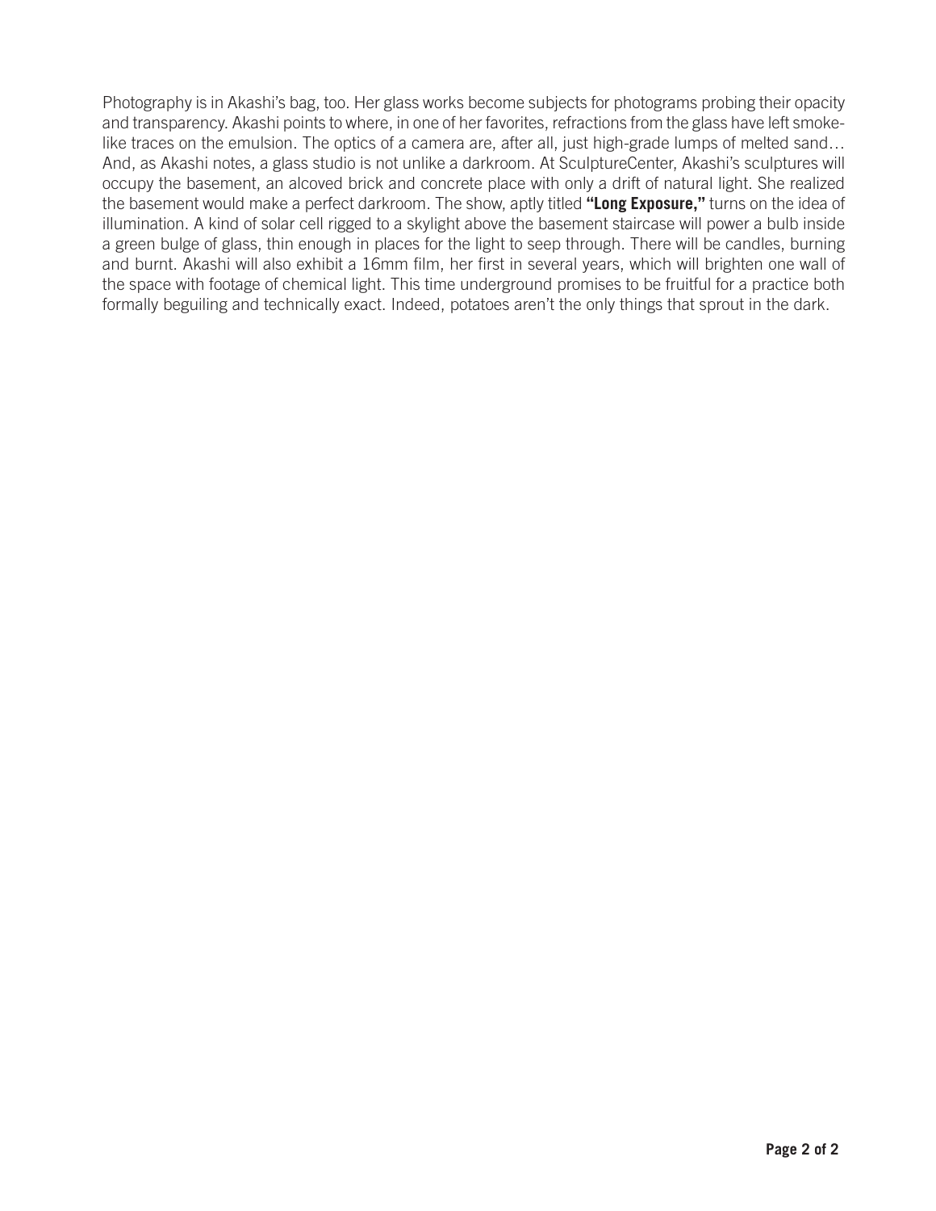Photography is in Akashi's bag, too. Her glass works become subjects for photograms probing their opacity and transparency. Akashi points to where, in one of her favorites, refractions from the glass have left smoke-like traces on the emulsion. The optics of a camera are, after all, just high-grade lumps of melted sand… And, as Akashi notes, a glass studio is not unlike a darkroom. At SculptureCenter, Akashi's sculptures will occupy the basement, an alcoved brick and concrete place with only a drift of natural light. She realized the basement would make a perfect darkroom. The show, aptly titled **"Long Exposure,"** turns on the idea of illumination. A kind of solar cell rigged to a skylight above the basement staircase will power a bulb inside a green bulge of glass, thin enough in places for the light to seep through. There will be candles, burning and burnt. Akashi will also exhibit a 16mm film, her first in several years, which will brighten one wall of the space with footage of chemical light. This time underground promises to be fruitful for a practice both formally beguiling and technically exact. Indeed, potatoes aren't the only things that sprout in the dark.